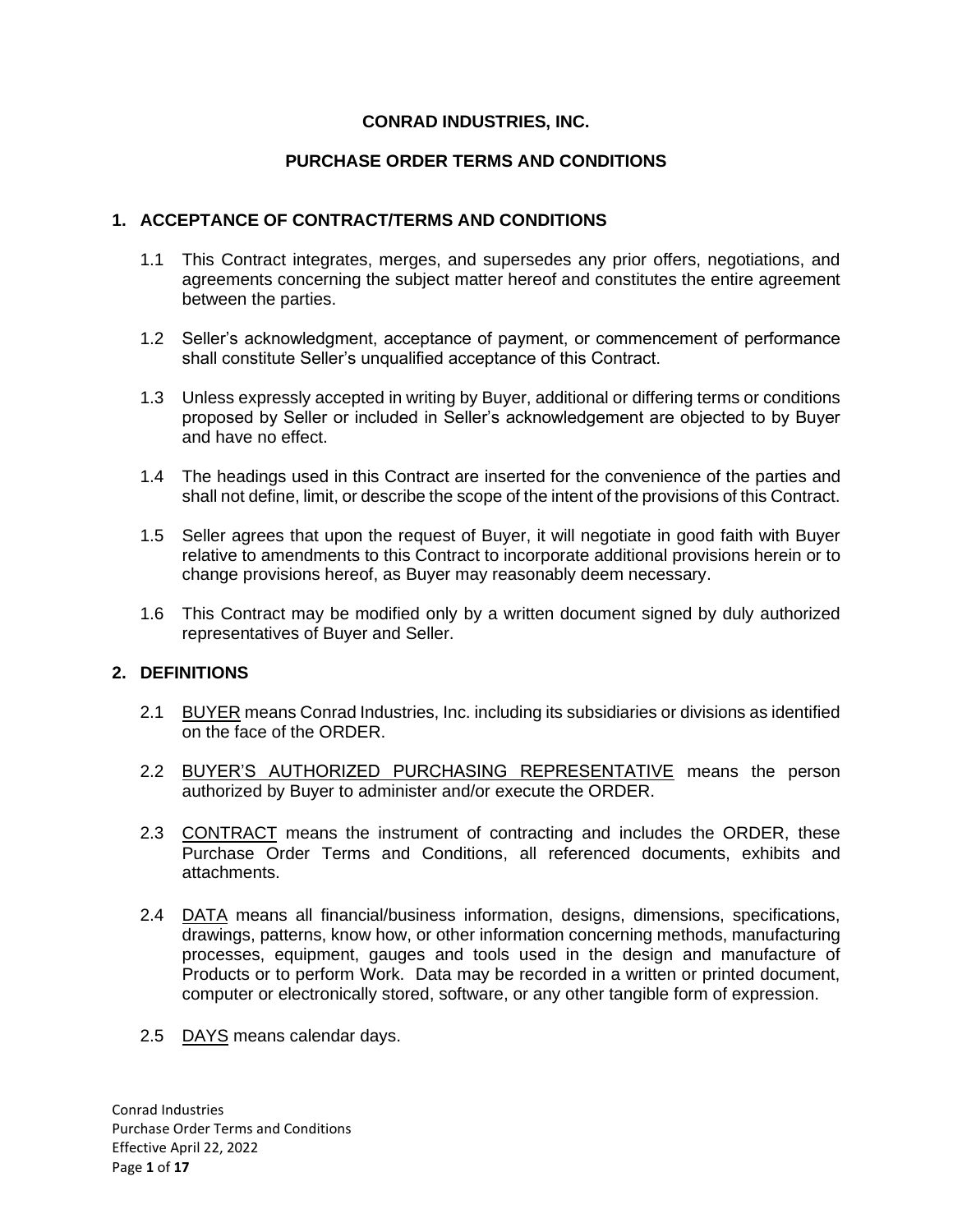# CONRAD INDUSTRIES, INC.

## PURCHASE ORDER TERMS AND CONDITIONS

### 1. ACCEPTANCE OF CONTRACT/TERMS AND CONDITIONS

1.1 This Contract integrates, merges, and supersedes any prior offers, negotiations, and agreements concerning the subject matter hereof and constitutes the entire agreement between the parties.

1.2 Seller's acknowledgment, acceptance of payment, or commencement of performance shall constitute Seller's unqualified acceptance of this Contract.

1.3 Unless expressly accepted in writing by Buyer, additional or differing terms or conditions proposed by Seller or included in Seller's acknowledgement are objected to by Buyer and have no effect.

1.4 The headings used in this Contract are inserted for the convenience of the parties and shall not define, limit, or describe the scope of the intent of the provisions of this Contract.

1.5 Seller agrees that upon the request of Buyer, it will negotiate in good faith with Buyer relative to amendments to this Contract to incorporate additional provisions herein or to change provisions hereof, as Buyer may reasonably deem necessary.

1.6 This Contract may be modified only by a written document signed by duly authorized representatives of Buyer and Seller.

### 2. DEFINITIONS

2.1 <u>BUYER</u> means Conrad Industries, Inc. including its subsidiaries or divisions as identified on the face of the ORDER.

2.2 <u>BUYER'S AUTHORIZED PURCHASING REPRESENTATIVE</u> means the person authorized by Buyer to administer and/or execute the ORDER.

2.3 <u>CONTRACT</u> means the instrument of contracting and includes the ORDER, these Purchase Order Terms and Conditions, all referenced documents, exhibits and attachments.

2.4 <u>DATA</u> means all financial/business information, designs, dimensions, specifications, drawings, patterns, know how, or other information concerning methods, manufacturing processes, equipment, gauges and tools used in the design and manufacture of Products or to perform Work. Data may be recorded in a written or printed document, computer or electronically stored, software, or any other tangible form of expression.

2.5 <u>DAYS</u> means calendar days.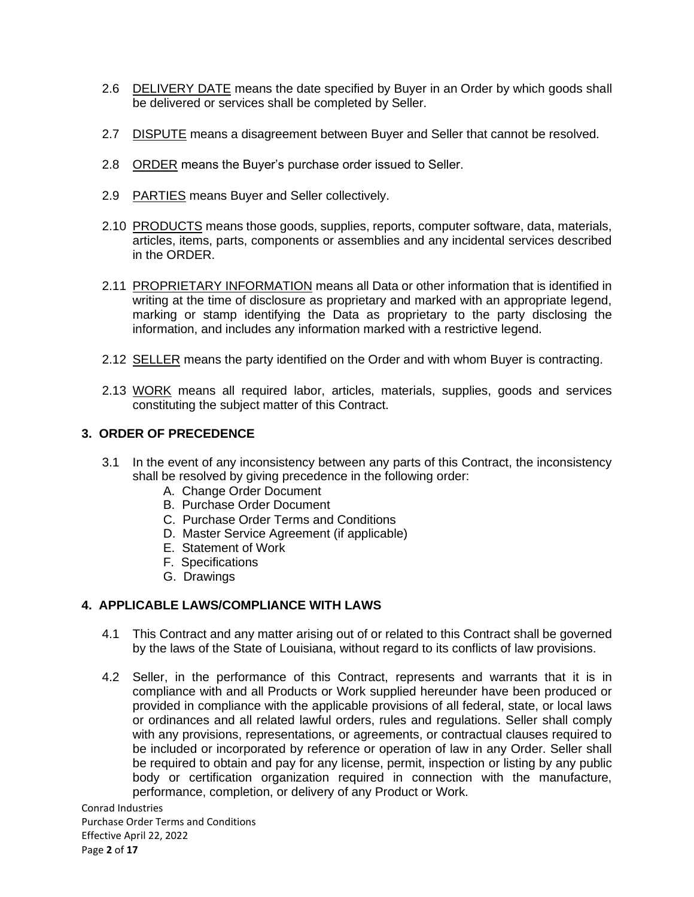2.6 DELIVERY DATE means the date specified by Buyer in an Order by which goods shall be delivered or services shall be completed by Seller.

2.7 DISPUTE means a disagreement between Buyer and Seller that cannot be resolved.

2.8 ORDER means the Buyer's purchase order issued to Seller.

2.9 PARTIES means Buyer and Seller collectively.

2.10 PRODUCTS means those goods, supplies, reports, computer software, data, materials, articles, items, parts, components or assemblies and any incidental services described in the ORDER.

2.11 PROPRIETARY INFORMATION means all Data or other information that is identified in writing at the time of disclosure as proprietary and marked with an appropriate legend, marking or stamp identifying the Data as proprietary to the party disclosing the information, and includes any information marked with a restrictive legend.

2.12 SELLER means the party identified on the Order and with whom Buyer is contracting.

2.13 WORK means all required labor, articles, materials, supplies, goods and services constituting the subject matter of this Contract.

## 3. ORDER OF PRECEDENCE

3.1 In the event of any inconsistency between any parts of this Contract, the inconsistency shall be resolved by giving precedence in the following order:

A. Change Order Document
B. Purchase Order Document
C. Purchase Order Terms and Conditions
D. Master Service Agreement (if applicable)
E. Statement of Work
F. Specifications
G. Drawings

## 4. APPLICABLE LAWS/COMPLIANCE WITH LAWS

4.1 This Contract and any matter arising out of or related to this Contract shall be governed by the laws of the State of Louisiana, without regard to its conflicts of law provisions.

4.2 Seller, in the performance of this Contract, represents and warrants that it is in compliance with and all Products or Work supplied hereunder have been produced or provided in compliance with the applicable provisions of all federal, state, or local laws or ordinances and all related lawful orders, rules and regulations. Seller shall comply with any provisions, representations, or agreements, or contractual clauses required to be included or incorporated by reference or operation of law in any Order. Seller shall be required to obtain and pay for any license, permit, inspection or listing by any public body or certification organization required in connection with the manufacture, performance, completion, or delivery of any Product or Work.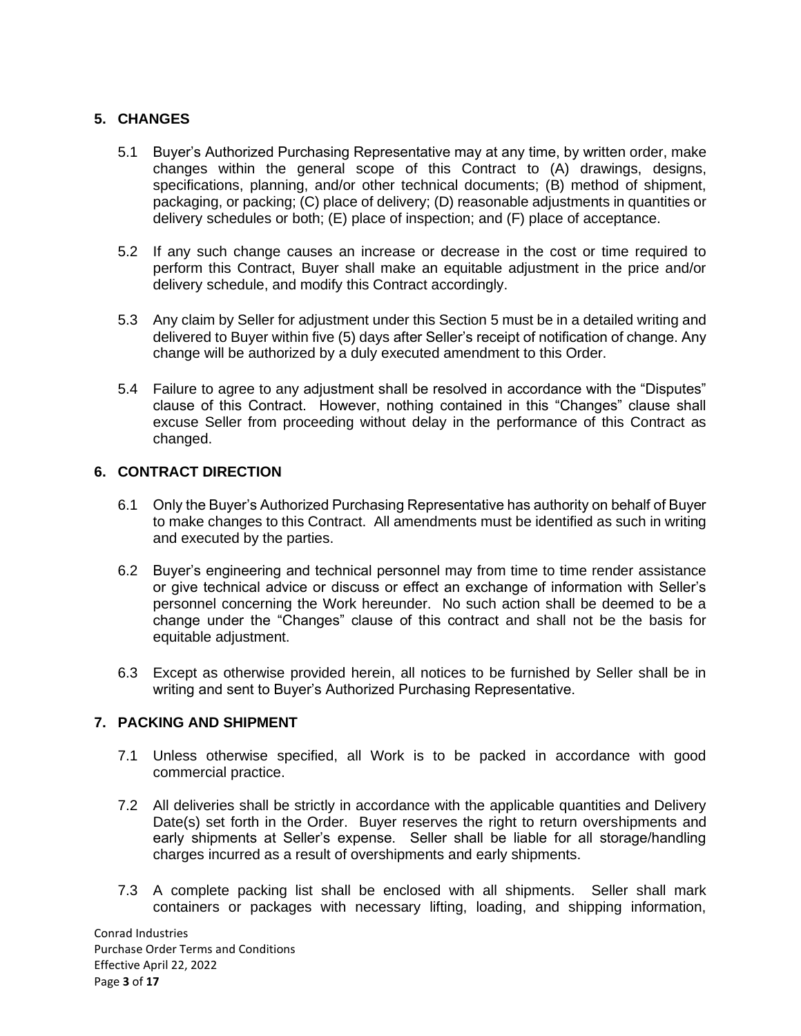## 5. CHANGES

5.1 Buyer's Authorized Purchasing Representative may at any time, by written order, make changes within the general scope of this Contract to (A) drawings, designs, specifications, planning, and/or other technical documents; (B) method of shipment, packaging, or packing; (C) place of delivery; (D) reasonable adjustments in quantities or delivery schedules or both; (E) place of inspection; and (F) place of acceptance.

5.2 If any such change causes an increase or decrease in the cost or time required to perform this Contract, Buyer shall make an equitable adjustment in the price and/or delivery schedule, and modify this Contract accordingly.

5.3 Any claim by Seller for adjustment under this Section 5 must be in a detailed writing and delivered to Buyer within five (5) days after Seller's receipt of notification of change. Any change will be authorized by a duly executed amendment to this Order.

5.4 Failure to agree to any adjustment shall be resolved in accordance with the "Disputes" clause of this Contract. However, nothing contained in this "Changes" clause shall excuse Seller from proceeding without delay in the performance of this Contract as changed.

## 6. CONTRACT DIRECTION

6.1 Only the Buyer's Authorized Purchasing Representative has authority on behalf of Buyer to make changes to this Contract. All amendments must be identified as such in writing and executed by the parties.

6.2 Buyer's engineering and technical personnel may from time to time render assistance or give technical advice or discuss or effect an exchange of information with Seller's personnel concerning the Work hereunder. No such action shall be deemed to be a change under the "Changes" clause of this contract and shall not be the basis for equitable adjustment.

6.3 Except as otherwise provided herein, all notices to be furnished by Seller shall be in writing and sent to Buyer's Authorized Purchasing Representative.

## 7. PACKING AND SHIPMENT

7.1 Unless otherwise specified, all Work is to be packed in accordance with good commercial practice.

7.2 All deliveries shall be strictly in accordance with the applicable quantities and Delivery Date(s) set forth in the Order. Buyer reserves the right to return overshipments and early shipments at Seller's expense. Seller shall be liable for all storage/handling charges incurred as a result of overshipments and early shipments.

7.3 A complete packing list shall be enclosed with all shipments. Seller shall mark containers or packages with necessary lifting, loading, and shipping information,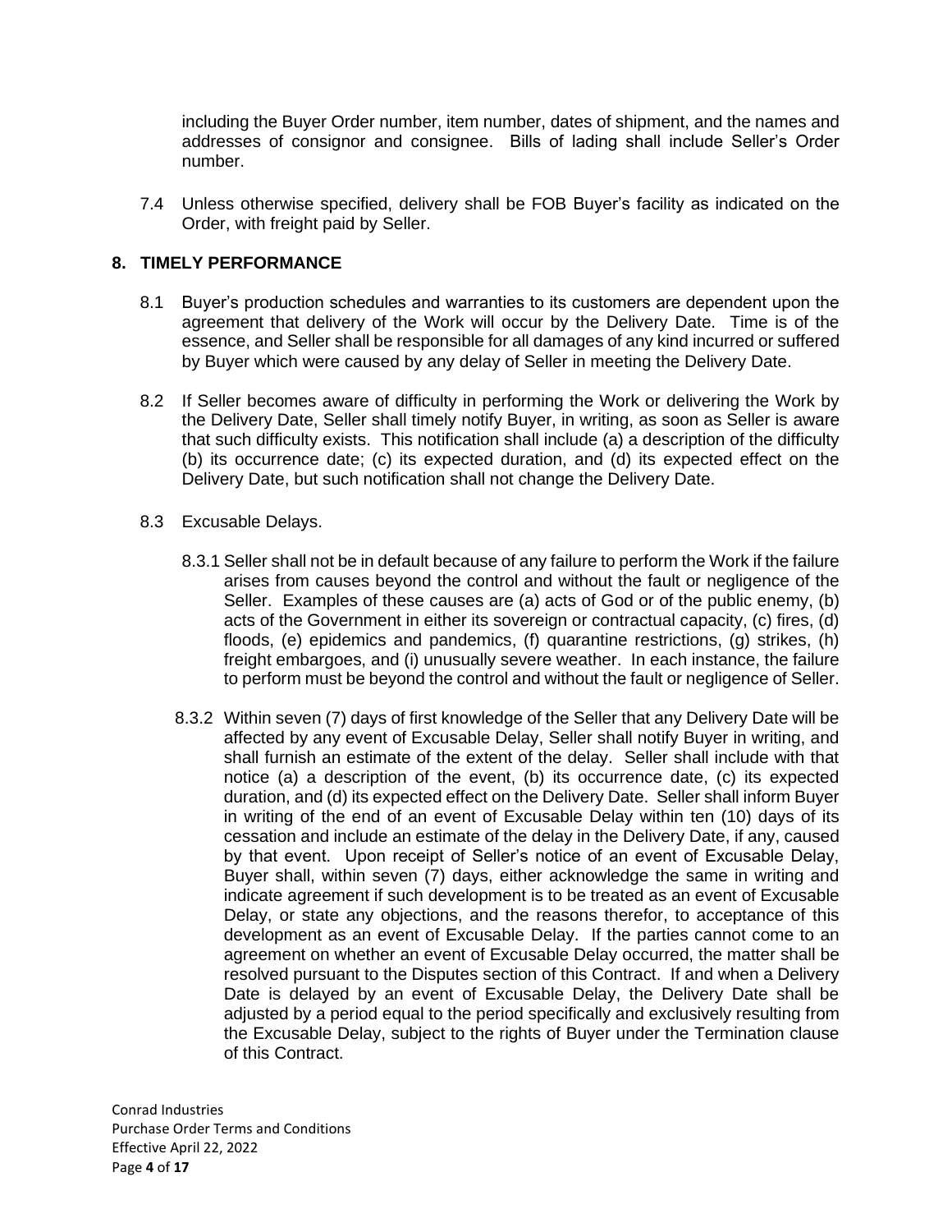including the Buyer Order number, item number, dates of shipment, and the names and addresses of consignor and consignee. Bills of lading shall include Seller's Order number.

7.4 Unless otherwise specified, delivery shall be FOB Buyer's facility as indicated on the Order, with freight paid by Seller.

## 8. TIMELY PERFORMANCE

8.1 Buyer's production schedules and warranties to its customers are dependent upon the agreement that delivery of the Work will occur by the Delivery Date. Time is of the essence, and Seller shall be responsible for all damages of any kind incurred or suffered by Buyer which were caused by any delay of Seller in meeting the Delivery Date.

8.2 If Seller becomes aware of difficulty in performing the Work or delivering the Work by the Delivery Date, Seller shall timely notify Buyer, in writing, as soon as Seller is aware that such difficulty exists. This notification shall include (a) a description of the difficulty (b) its occurrence date; (c) its expected duration, and (d) its expected effect on the Delivery Date, but such notification shall not change the Delivery Date.

8.3 Excusable Delays.

8.3.1 Seller shall not be in default because of any failure to perform the Work if the failure arises from causes beyond the control and without the fault or negligence of the Seller. Examples of these causes are (a) acts of God or of the public enemy, (b) acts of the Government in either its sovereign or contractual capacity, (c) fires, (d) floods, (e) epidemics and pandemics, (f) quarantine restrictions, (g) strikes, (h) freight embargoes, and (i) unusually severe weather. In each instance, the failure to perform must be beyond the control and without the fault or negligence of Seller.

8.3.2 Within seven (7) days of first knowledge of the Seller that any Delivery Date will be affected by any event of Excusable Delay, Seller shall notify Buyer in writing, and shall furnish an estimate of the extent of the delay. Seller shall include with that notice (a) a description of the event, (b) its occurrence date, (c) its expected duration, and (d) its expected effect on the Delivery Date. Seller shall inform Buyer in writing of the end of an event of Excusable Delay within ten (10) days of its cessation and include an estimate of the delay in the Delivery Date, if any, caused by that event. Upon receipt of Seller's notice of an event of Excusable Delay, Buyer shall, within seven (7) days, either acknowledge the same in writing and indicate agreement if such development is to be treated as an event of Excusable Delay, or state any objections, and the reasons therefor, to acceptance of this development as an event of Excusable Delay. If the parties cannot come to an agreement on whether an event of Excusable Delay occurred, the matter shall be resolved pursuant to the Disputes section of this Contract. If and when a Delivery Date is delayed by an event of Excusable Delay, the Delivery Date shall be adjusted by a period equal to the period specifically and exclusively resulting from the Excusable Delay, subject to the rights of Buyer under the Termination clause of this Contract.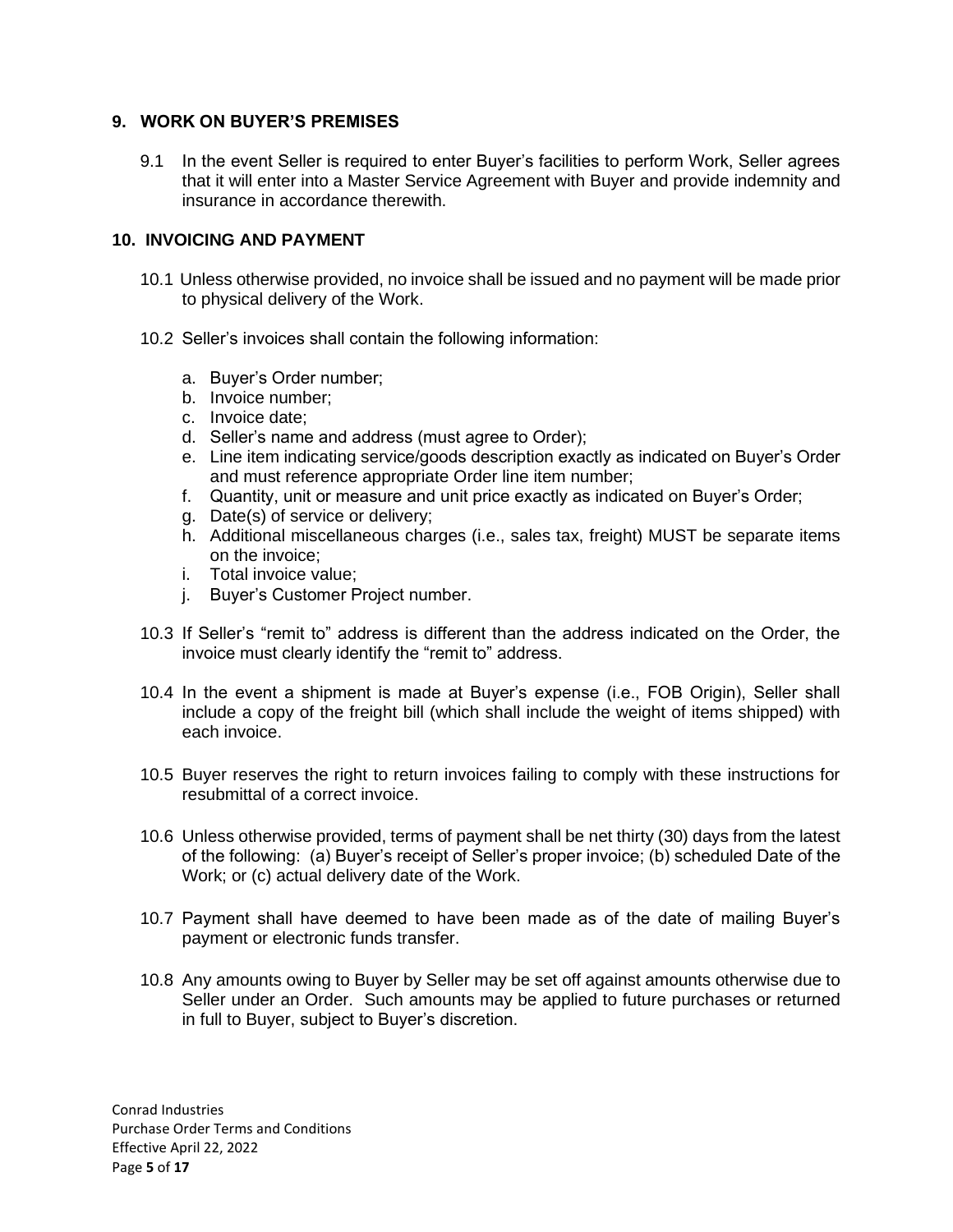## 9. WORK ON BUYER'S PREMISES

9.1 In the event Seller is required to enter Buyer's facilities to perform Work, Seller agrees that it will enter into a Master Service Agreement with Buyer and provide indemnity and insurance in accordance therewith.

## 10. INVOICING AND PAYMENT

10.1 Unless otherwise provided, no invoice shall be issued and no payment will be made prior to physical delivery of the Work.

10.2 Seller's invoices shall contain the following information:

a. Buyer's Order number;
b. Invoice number;
c. Invoice date;
d. Seller's name and address (must agree to Order);
e. Line item indicating service/goods description exactly as indicated on Buyer's Order and must reference appropriate Order line item number;
f. Quantity, unit or measure and unit price exactly as indicated on Buyer's Order;
g. Date(s) of service or delivery;
h. Additional miscellaneous charges (i.e., sales tax, freight) MUST be separate items on the invoice;
i. Total invoice value;
j. Buyer's Customer Project number.

10.3 If Seller's "remit to" address is different than the address indicated on the Order, the invoice must clearly identify the "remit to" address.

10.4 In the event a shipment is made at Buyer's expense (i.e., FOB Origin), Seller shall include a copy of the freight bill (which shall include the weight of items shipped) with each invoice.

10.5 Buyer reserves the right to return invoices failing to comply with these instructions for resubmittal of a correct invoice.

10.6 Unless otherwise provided, terms of payment shall be net thirty (30) days from the latest of the following: (a) Buyer's receipt of Seller's proper invoice; (b) scheduled Date of the Work; or (c) actual delivery date of the Work.

10.7 Payment shall have deemed to have been made as of the date of mailing Buyer's payment or electronic funds transfer.

10.8 Any amounts owing to Buyer by Seller may be set off against amounts otherwise due to Seller under an Order. Such amounts may be applied to future purchases or returned in full to Buyer, subject to Buyer's discretion.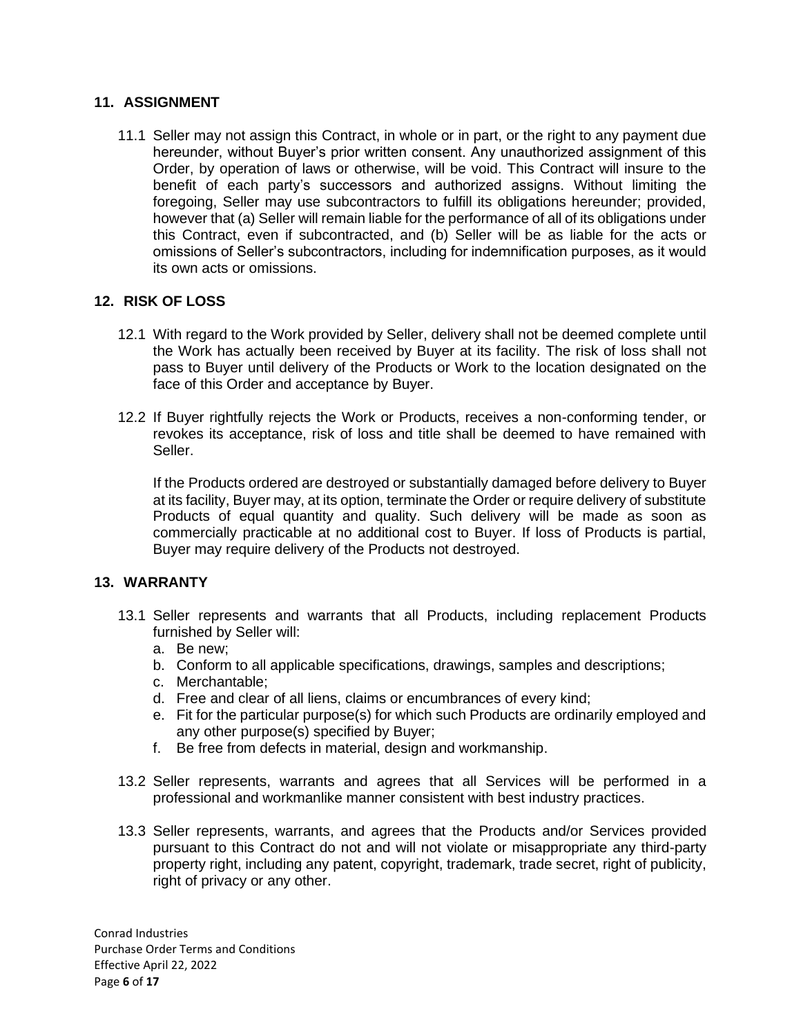## 11. ASSIGNMENT

11.1 Seller may not assign this Contract, in whole or in part, or the right to any payment due hereunder, without Buyer's prior written consent. Any unauthorized assignment of this Order, by operation of laws or otherwise, will be void. This Contract will insure to the benefit of each party's successors and authorized assigns. Without limiting the foregoing, Seller may use subcontractors to fulfill its obligations hereunder; provided, however that (a) Seller will remain liable for the performance of all of its obligations under this Contract, even if subcontracted, and (b) Seller will be as liable for the acts or omissions of Seller's subcontractors, including for indemnification purposes, as it would its own acts or omissions.

## 12. RISK OF LOSS

12.1 With regard to the Work provided by Seller, delivery shall not be deemed complete until the Work has actually been received by Buyer at its facility. The risk of loss shall not pass to Buyer until delivery of the Products or Work to the location designated on the face of this Order and acceptance by Buyer.

12.2 If Buyer rightfully rejects the Work or Products, receives a non-conforming tender, or revokes its acceptance, risk of loss and title shall be deemed to have remained with Seller.

If the Products ordered are destroyed or substantially damaged before delivery to Buyer at its facility, Buyer may, at its option, terminate the Order or require delivery of substitute Products of equal quantity and quality. Such delivery will be made as soon as commercially practicable at no additional cost to Buyer. If loss of Products is partial, Buyer may require delivery of the Products not destroyed.

## 13. WARRANTY

13.1 Seller represents and warrants that all Products, including replacement Products furnished by Seller will:

a. Be new;
b. Conform to all applicable specifications, drawings, samples and descriptions;
c. Merchantable;
d. Free and clear of all liens, claims or encumbrances of every kind;
e. Fit for the particular purpose(s) for which such Products are ordinarily employed and any other purpose(s) specified by Buyer;
f. Be free from defects in material, design and workmanship.

13.2 Seller represents, warrants and agrees that all Services will be performed in a professional and workmanlike manner consistent with best industry practices.

13.3 Seller represents, warrants, and agrees that the Products and/or Services provided pursuant to this Contract do not and will not violate or misappropriate any third-party property right, including any patent, copyright, trademark, trade secret, right of publicity, right of privacy or any other.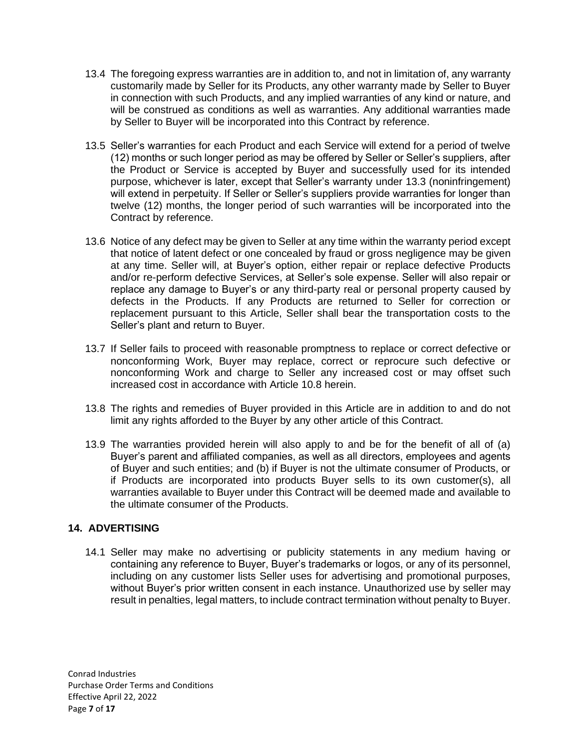13.4 The foregoing express warranties are in addition to, and not in limitation of, any warranty customarily made by Seller for its Products, any other warranty made by Seller to Buyer in connection with such Products, and any implied warranties of any kind or nature, and will be construed as conditions as well as warranties. Any additional warranties made by Seller to Buyer will be incorporated into this Contract by reference.

13.5 Seller's warranties for each Product and each Service will extend for a period of twelve (12) months or such longer period as may be offered by Seller or Seller's suppliers, after the Product or Service is accepted by Buyer and successfully used for its intended purpose, whichever is later, except that Seller's warranty under 13.3 (noninfringement) will extend in perpetuity. If Seller or Seller's suppliers provide warranties for longer than twelve (12) months, the longer period of such warranties will be incorporated into the Contract by reference.

13.6 Notice of any defect may be given to Seller at any time within the warranty period except that notice of latent defect or one concealed by fraud or gross negligence may be given at any time. Seller will, at Buyer's option, either repair or replace defective Products and/or re-perform defective Services, at Seller's sole expense. Seller will also repair or replace any damage to Buyer's or any third-party real or personal property caused by defects in the Products. If any Products are returned to Seller for correction or replacement pursuant to this Article, Seller shall bear the transportation costs to the Seller's plant and return to Buyer.

13.7 If Seller fails to proceed with reasonable promptness to replace or correct defective or nonconforming Work, Buyer may replace, correct or reprocure such defective or nonconforming Work and charge to Seller any increased cost or may offset such increased cost in accordance with Article 10.8 herein.

13.8 The rights and remedies of Buyer provided in this Article are in addition to and do not limit any rights afforded to the Buyer by any other article of this Contract.

13.9 The warranties provided herein will also apply to and be for the benefit of all of (a) Buyer's parent and affiliated companies, as well as all directors, employees and agents of Buyer and such entities; and (b) if Buyer is not the ultimate consumer of Products, or if Products are incorporated into products Buyer sells to its own customer(s), all warranties available to Buyer under this Contract will be deemed made and available to the ultimate consumer of the Products.

## 14. ADVERTISING

14.1 Seller may make no advertising or publicity statements in any medium having or containing any reference to Buyer, Buyer's trademarks or logos, or any of its personnel, including on any customer lists Seller uses for advertising and promotional purposes, without Buyer's prior written consent in each instance. Unauthorized use by seller may result in penalties, legal matters, to include contract termination without penalty to Buyer.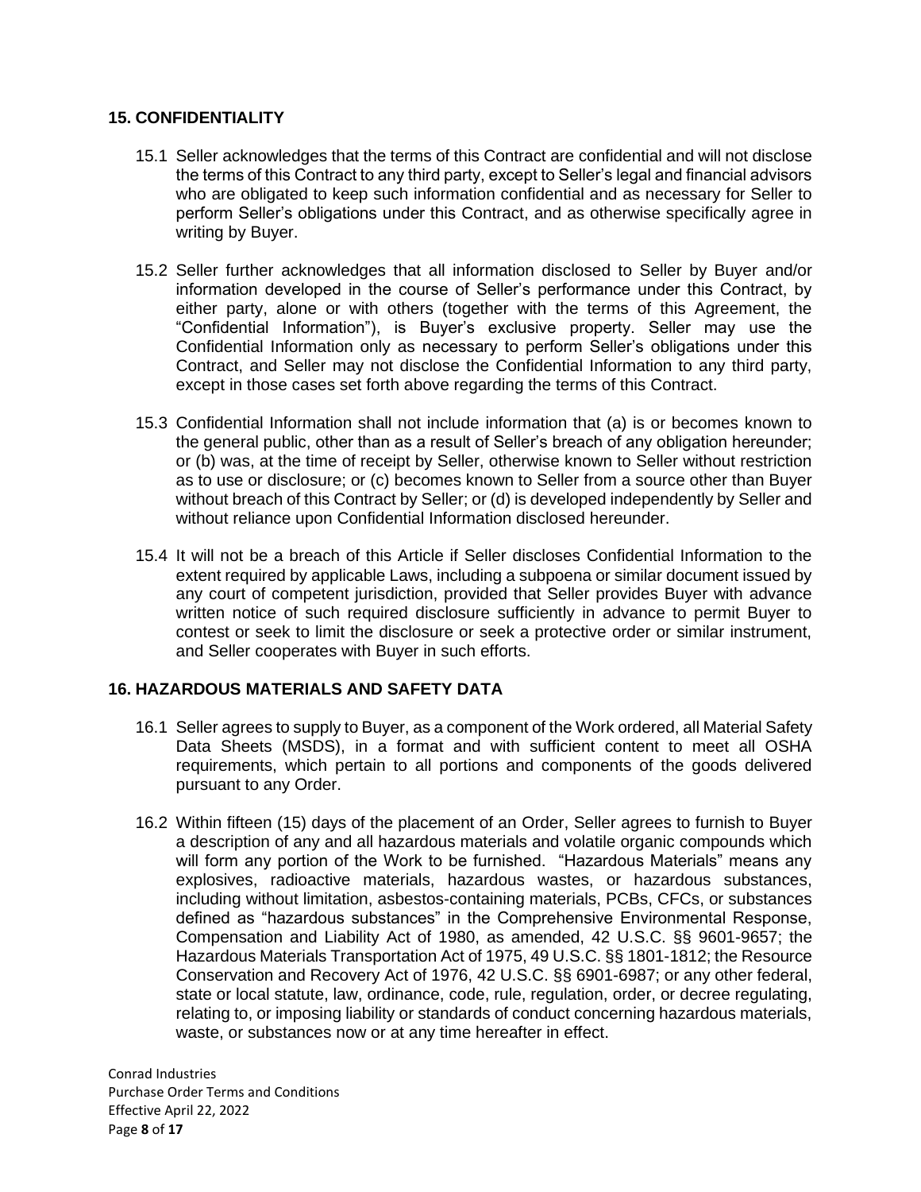## 15. CONFIDENTIALITY

15.1 Seller acknowledges that the terms of this Contract are confidential and will not disclose the terms of this Contract to any third party, except to Seller's legal and financial advisors who are obligated to keep such information confidential and as necessary for Seller to perform Seller's obligations under this Contract, and as otherwise specifically agree in writing by Buyer.

15.2 Seller further acknowledges that all information disclosed to Seller by Buyer and/or information developed in the course of Seller's performance under this Contract, by either party, alone or with others (together with the terms of this Agreement, the "Confidential Information"), is Buyer's exclusive property. Seller may use the Confidential Information only as necessary to perform Seller's obligations under this Contract, and Seller may not disclose the Confidential Information to any third party, except in those cases set forth above regarding the terms of this Contract.

15.3 Confidential Information shall not include information that (a) is or becomes known to the general public, other than as a result of Seller's breach of any obligation hereunder; or (b) was, at the time of receipt by Seller, otherwise known to Seller without restriction as to use or disclosure; or (c) becomes known to Seller from a source other than Buyer without breach of this Contract by Seller; or (d) is developed independently by Seller and without reliance upon Confidential Information disclosed hereunder.

15.4 It will not be a breach of this Article if Seller discloses Confidential Information to the extent required by applicable Laws, including a subpoena or similar document issued by any court of competent jurisdiction, provided that Seller provides Buyer with advance written notice of such required disclosure sufficiently in advance to permit Buyer to contest or seek to limit the disclosure or seek a protective order or similar instrument, and Seller cooperates with Buyer in such efforts.

## 16. HAZARDOUS MATERIALS AND SAFETY DATA

16.1 Seller agrees to supply to Buyer, as a component of the Work ordered, all Material Safety Data Sheets (MSDS), in a format and with sufficient content to meet all OSHA requirements, which pertain to all portions and components of the goods delivered pursuant to any Order.

16.2 Within fifteen (15) days of the placement of an Order, Seller agrees to furnish to Buyer a description of any and all hazardous materials and volatile organic compounds which will form any portion of the Work to be furnished. "Hazardous Materials" means any explosives, radioactive materials, hazardous wastes, or hazardous substances, including without limitation, asbestos-containing materials, PCBs, CFCs, or substances defined as "hazardous substances" in the Comprehensive Environmental Response, Compensation and Liability Act of 1980, as amended, 42 U.S.C. §§ 9601-9657; the Hazardous Materials Transportation Act of 1975, 49 U.S.C. §§ 1801-1812; the Resource Conservation and Recovery Act of 1976, 42 U.S.C. §§ 6901-6987; or any other federal, state or local statute, law, ordinance, code, rule, regulation, order, or decree regulating, relating to, or imposing liability or standards of conduct concerning hazardous materials, waste, or substances now or at any time hereafter in effect.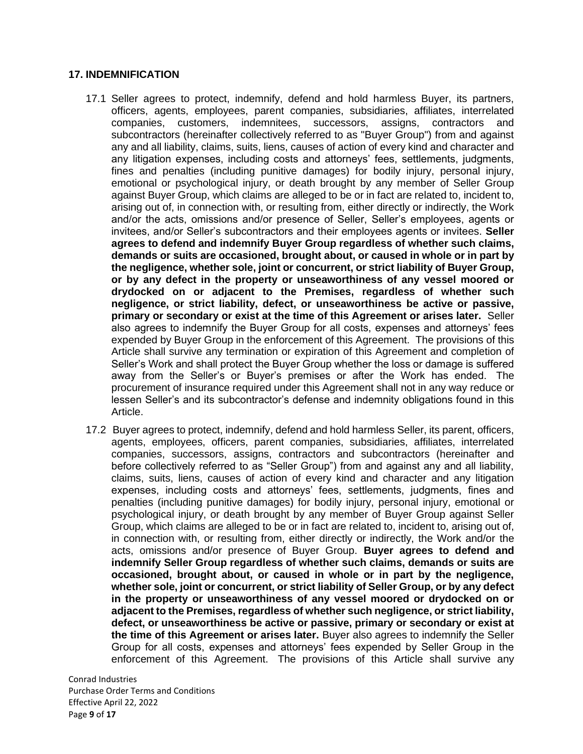## 17. INDEMNIFICATION

17.1 Seller agrees to protect, indemnify, defend and hold harmless Buyer, its partners, officers, agents, employees, parent companies, subsidiaries, affiliates, interrelated companies, customers, indemnitees, successors, assigns, contractors and subcontractors (hereinafter collectively referred to as "Buyer Group") from and against any and all liability, claims, suits, liens, causes of action of every kind and character and any litigation expenses, including costs and attorneys' fees, settlements, judgments, fines and penalties (including punitive damages) for bodily injury, personal injury, emotional or psychological injury, or death brought by any member of Seller Group against Buyer Group, which claims are alleged to be or in fact are related to, incident to, arising out of, in connection with, or resulting from, either directly or indirectly, the Work and/or the acts, omissions and/or presence of Seller, Seller's employees, agents or invitees, and/or Seller's subcontractors and their employees agents or invitees. **Seller agrees to defend and indemnify Buyer Group regardless of whether such claims, demands or suits are occasioned, brought about, or caused in whole or in part by the negligence, whether sole, joint or concurrent, or strict liability of Buyer Group, or by any defect in the property or unseaworthiness of any vessel moored or drydocked on or adjacent to the Premises, regardless of whether such negligence, or strict liability, defect, or unseaworthiness be active or passive, primary or secondary or exist at the time of this Agreement or arises later.** Seller also agrees to indemnify the Buyer Group for all costs, expenses and attorneys' fees expended by Buyer Group in the enforcement of this Agreement. The provisions of this Article shall survive any termination or expiration of this Agreement and completion of Seller's Work and shall protect the Buyer Group whether the loss or damage is suffered away from the Seller's or Buyer's premises or after the Work has ended. The procurement of insurance required under this Agreement shall not in any way reduce or lessen Seller's and its subcontractor's defense and indemnity obligations found in this Article.

17.2 Buyer agrees to protect, indemnify, defend and hold harmless Seller, its parent, officers, agents, employees, officers, parent companies, subsidiaries, affiliates, interrelated companies, successors, assigns, contractors and subcontractors (hereinafter and before collectively referred to as "Seller Group") from and against any and all liability, claims, suits, liens, causes of action of every kind and character and any litigation expenses, including costs and attorneys' fees, settlements, judgments, fines and penalties (including punitive damages) for bodily injury, personal injury, emotional or psychological injury, or death brought by any member of Buyer Group against Seller Group, which claims are alleged to be or in fact are related to, incident to, arising out of, in connection with, or resulting from, either directly or indirectly, the Work and/or the acts, omissions and/or presence of Buyer Group. **Buyer agrees to defend and indemnify Seller Group regardless of whether such claims, demands or suits are occasioned, brought about, or caused in whole or in part by the negligence, whether sole, joint or concurrent, or strict liability of Seller Group, or by any defect in the property or unseaworthiness of any vessel moored or drydocked on or adjacent to the Premises, regardless of whether such negligence, or strict liability, defect, or unseaworthiness be active or passive, primary or secondary or exist at the time of this Agreement or arises later.** Buyer also agrees to indemnify the Seller Group for all costs, expenses and attorneys' fees expended by Seller Group in the enforcement of this Agreement. The provisions of this Article shall survive any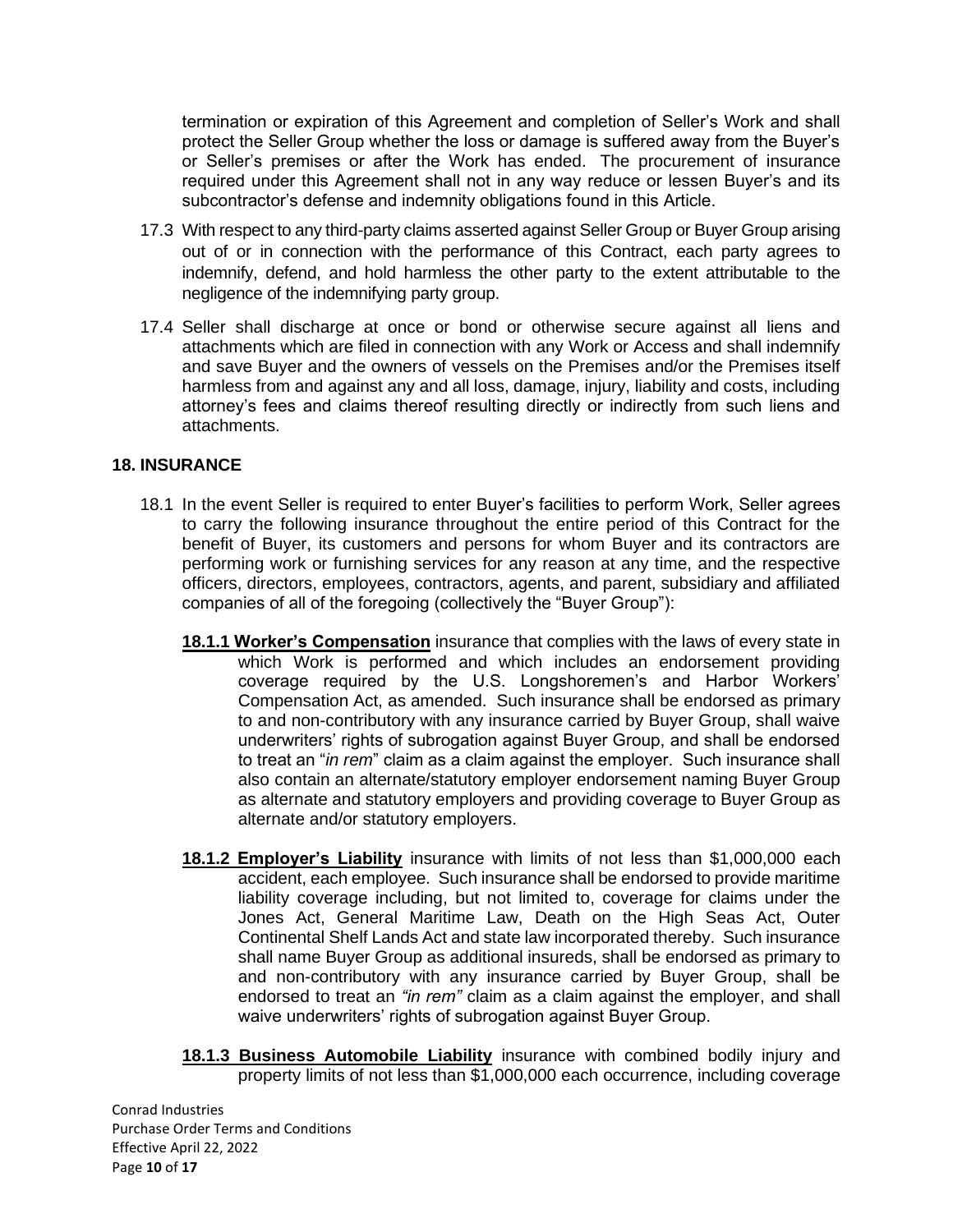termination or expiration of this Agreement and completion of Seller's Work and shall protect the Seller Group whether the loss or damage is suffered away from the Buyer's or Seller's premises or after the Work has ended. The procurement of insurance required under this Agreement shall not in any way reduce or lessen Buyer's and its subcontractor's defense and indemnity obligations found in this Article.

17.3 With respect to any third-party claims asserted against Seller Group or Buyer Group arising out of or in connection with the performance of this Contract, each party agrees to indemnify, defend, and hold harmless the other party to the extent attributable to the negligence of the indemnifying party group.

17.4 Seller shall discharge at once or bond or otherwise secure against all liens and attachments which are filed in connection with any Work or Access and shall indemnify and save Buyer and the owners of vessels on the Premises and/or the Premises itself harmless from and against any and all loss, damage, injury, liability and costs, including attorney's fees and claims thereof resulting directly or indirectly from such liens and attachments.

## 18. INSURANCE

18.1 In the event Seller is required to enter Buyer's facilities to perform Work, Seller agrees to carry the following insurance throughout the entire period of this Contract for the benefit of Buyer, its customers and persons for whom Buyer and its contractors are performing work or furnishing services for any reason at any time, and the respective officers, directors, employees, contractors, agents, and parent, subsidiary and affiliated companies of all of the foregoing (collectively the "Buyer Group"):

**18.1.1 Worker's Compensation** insurance that complies with the laws of every state in which Work is performed and which includes an endorsement providing coverage required by the U.S. Longshoremen's and Harbor Workers' Compensation Act, as amended. Such insurance shall be endorsed as primary to and non-contributory with any insurance carried by Buyer Group, shall waive underwriters' rights of subrogation against Buyer Group, and shall be endorsed to treat an "*in rem*" claim as a claim against the employer. Such insurance shall also contain an alternate/statutory employer endorsement naming Buyer Group as alternate and statutory employers and providing coverage to Buyer Group as alternate and/or statutory employers.

**18.1.2 Employer's Liability** insurance with limits of not less than $1,000,000 each accident, each employee. Such insurance shall be endorsed to provide maritime liability coverage including, but not limited to, coverage for claims under the Jones Act, General Maritime Law, Death on the High Seas Act, Outer Continental Shelf Lands Act and state law incorporated thereby. Such insurance shall name Buyer Group as additional insureds, shall be endorsed as primary to and non-contributory with any insurance carried by Buyer Group, shall be endorsed to treat an *"in rem"* claim as a claim against the employer, and shall waive underwriters' rights of subrogation against Buyer Group.

**18.1.3 Business Automobile Liability** insurance with combined bodily injury and property limits of not less than $1,000,000 each occurrence, including coverage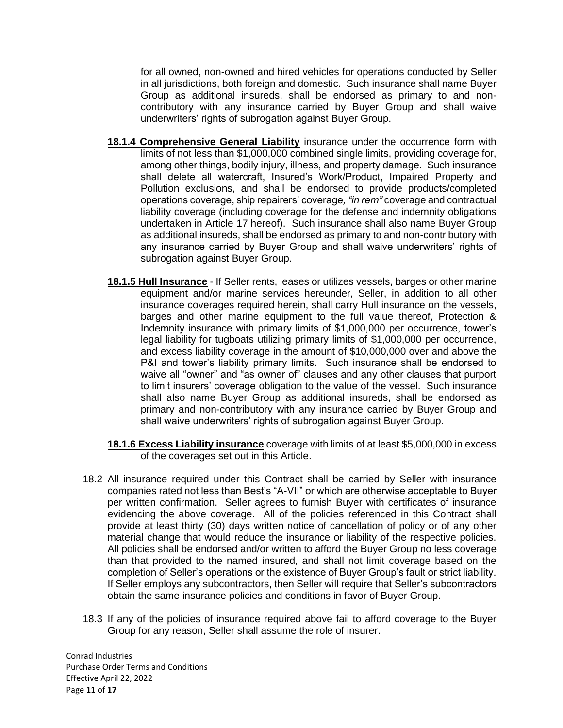for all owned, non-owned and hired vehicles for operations conducted by Seller in all jurisdictions, both foreign and domestic. Such insurance shall name Buyer Group as additional insureds, shall be endorsed as primary to and non-contributory with any insurance carried by Buyer Group and shall waive underwriters' rights of subrogation against Buyer Group.

**18.1.4 Comprehensive General Liability** insurance under the occurrence form with limits of not less than $1,000,000 combined single limits, providing coverage for, among other things, bodily injury, illness, and property damage. Such insurance shall delete all watercraft, Insured's Work/Product, Impaired Property and Pollution exclusions, and shall be endorsed to provide products/completed operations coverage, ship repairers' coverage*, "in rem"* coverage and contractual liability coverage (including coverage for the defense and indemnity obligations undertaken in Article 17 hereof). Such insurance shall also name Buyer Group as additional insureds, shall be endorsed as primary to and non-contributory with any insurance carried by Buyer Group and shall waive underwriters' rights of subrogation against Buyer Group.

**18.1.5 Hull Insurance** - If Seller rents, leases or utilizes vessels, barges or other marine equipment and/or marine services hereunder, Seller, in addition to all other insurance coverages required herein, shall carry Hull insurance on the vessels, barges and other marine equipment to the full value thereof, Protection & Indemnity insurance with primary limits of $1,000,000 per occurrence, tower's legal liability for tugboats utilizing primary limits of $1,000,000 per occurrence, and excess liability coverage in the amount of $10,000,000 over and above the P&I and tower's liability primary limits. Such insurance shall be endorsed to waive all "owner" and "as owner of" clauses and any other clauses that purport to limit insurers' coverage obligation to the value of the vessel. Such insurance shall also name Buyer Group as additional insureds, shall be endorsed as primary and non-contributory with any insurance carried by Buyer Group and shall waive underwriters' rights of subrogation against Buyer Group.

**18.1.6 Excess Liability insurance** coverage with limits of at least $5,000,000 in excess of the coverages set out in this Article.

18.2 All insurance required under this Contract shall be carried by Seller with insurance companies rated not less than Best's "A-VII" or which are otherwise acceptable to Buyer per written confirmation. Seller agrees to furnish Buyer with certificates of insurance evidencing the above coverage. All of the policies referenced in this Contract shall provide at least thirty (30) days written notice of cancellation of policy or of any other material change that would reduce the insurance or liability of the respective policies. All policies shall be endorsed and/or written to afford the Buyer Group no less coverage than that provided to the named insured, and shall not limit coverage based on the completion of Seller's operations or the existence of Buyer Group's fault or strict liability. If Seller employs any subcontractors, then Seller will require that Seller's subcontractors obtain the same insurance policies and conditions in favor of Buyer Group.

18.3 If any of the policies of insurance required above fail to afford coverage to the Buyer Group for any reason, Seller shall assume the role of insurer.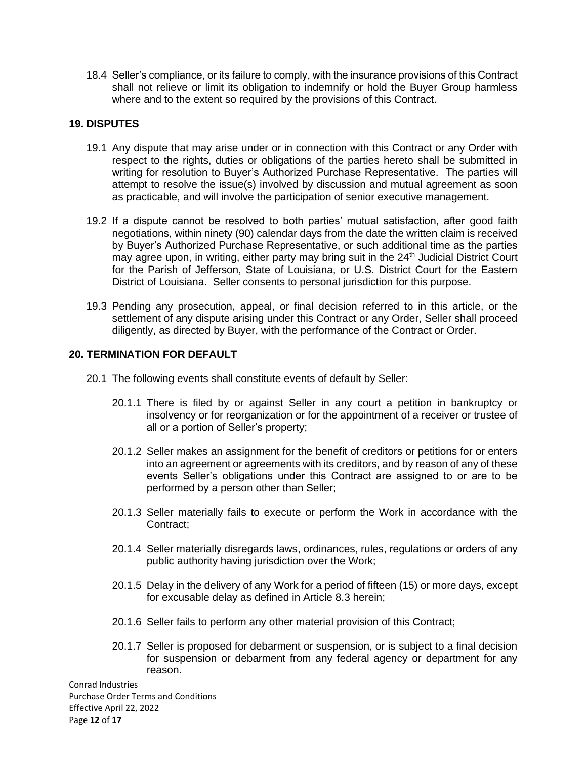18.4 Seller's compliance, or its failure to comply, with the insurance provisions of this Contract shall not relieve or limit its obligation to indemnify or hold the Buyer Group harmless where and to the extent so required by the provisions of this Contract.

## 19. DISPUTES

19.1 Any dispute that may arise under or in connection with this Contract or any Order with respect to the rights, duties or obligations of the parties hereto shall be submitted in writing for resolution to Buyer's Authorized Purchase Representative. The parties will attempt to resolve the issue(s) involved by discussion and mutual agreement as soon as practicable, and will involve the participation of senior executive management.

19.2 If a dispute cannot be resolved to both parties' mutual satisfaction, after good faith negotiations, within ninety (90) calendar days from the date the written claim is received by Buyer's Authorized Purchase Representative, or such additional time as the parties may agree upon, in writing, either party may bring suit in the 24th Judicial District Court for the Parish of Jefferson, State of Louisiana, or U.S. District Court for the Eastern District of Louisiana. Seller consents to personal jurisdiction for this purpose.

19.3 Pending any prosecution, appeal, or final decision referred to in this article, or the settlement of any dispute arising under this Contract or any Order, Seller shall proceed diligently, as directed by Buyer, with the performance of the Contract or Order.

## 20. TERMINATION FOR DEFAULT

20.1 The following events shall constitute events of default by Seller:

20.1.1 There is filed by or against Seller in any court a petition in bankruptcy or insolvency or for reorganization or for the appointment of a receiver or trustee of all or a portion of Seller's property;

20.1.2 Seller makes an assignment for the benefit of creditors or petitions for or enters into an agreement or agreements with its creditors, and by reason of any of these events Seller's obligations under this Contract are assigned to or are to be performed by a person other than Seller;

20.1.3 Seller materially fails to execute or perform the Work in accordance with the Contract;

20.1.4 Seller materially disregards laws, ordinances, rules, regulations or orders of any public authority having jurisdiction over the Work;

20.1.5 Delay in the delivery of any Work for a period of fifteen (15) or more days, except for excusable delay as defined in Article 8.3 herein;

20.1.6 Seller fails to perform any other material provision of this Contract;

20.1.7 Seller is proposed for debarment or suspension, or is subject to a final decision for suspension or debarment from any federal agency or department for any reason.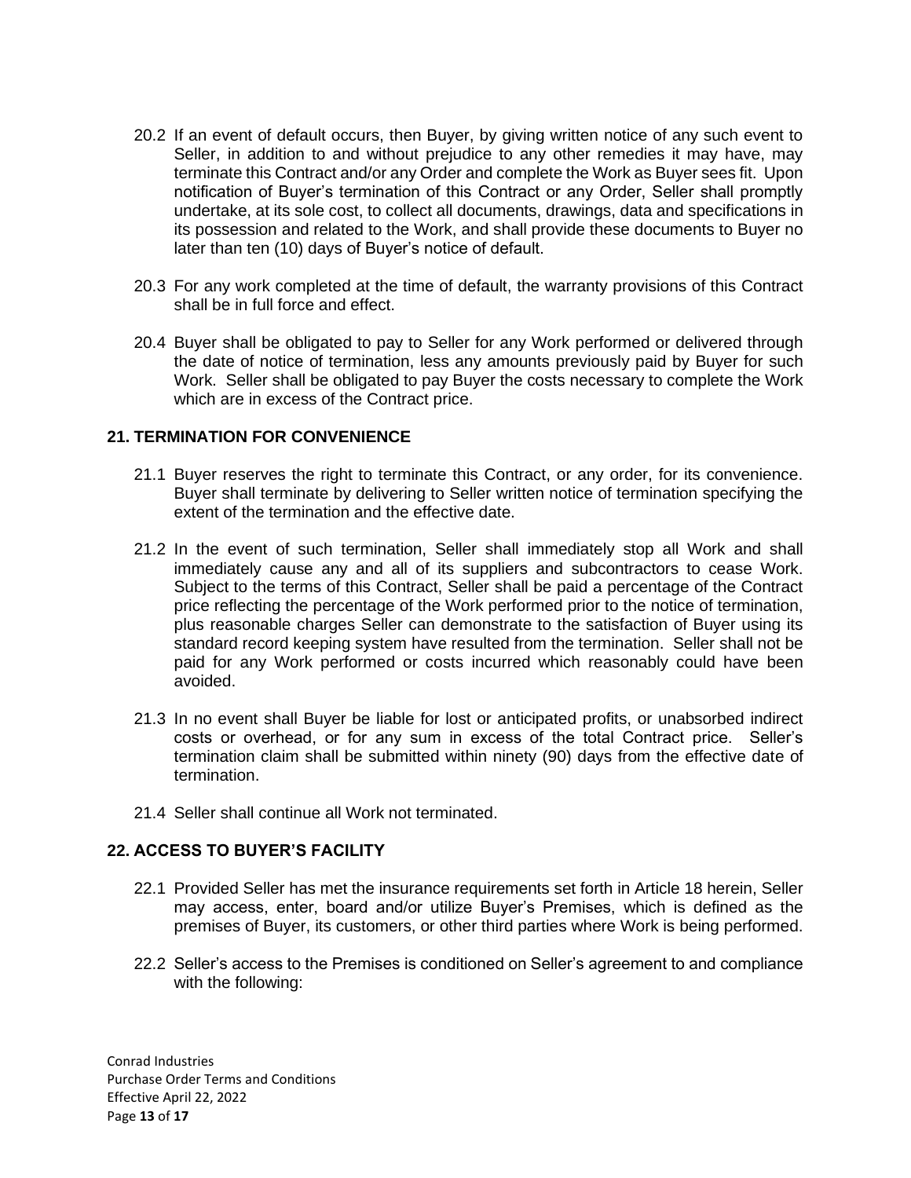20.2 If an event of default occurs, then Buyer, by giving written notice of any such event to Seller, in addition to and without prejudice to any other remedies it may have, may terminate this Contract and/or any Order and complete the Work as Buyer sees fit. Upon notification of Buyer's termination of this Contract or any Order, Seller shall promptly undertake, at its sole cost, to collect all documents, drawings, data and specifications in its possession and related to the Work, and shall provide these documents to Buyer no later than ten (10) days of Buyer's notice of default.

20.3 For any work completed at the time of default, the warranty provisions of this Contract shall be in full force and effect.

20.4 Buyer shall be obligated to pay to Seller for any Work performed or delivered through the date of notice of termination, less any amounts previously paid by Buyer for such Work. Seller shall be obligated to pay Buyer the costs necessary to complete the Work which are in excess of the Contract price.

## 21. TERMINATION FOR CONVENIENCE

21.1 Buyer reserves the right to terminate this Contract, or any order, for its convenience. Buyer shall terminate by delivering to Seller written notice of termination specifying the extent of the termination and the effective date.

21.2 In the event of such termination, Seller shall immediately stop all Work and shall immediately cause any and all of its suppliers and subcontractors to cease Work. Subject to the terms of this Contract, Seller shall be paid a percentage of the Contract price reflecting the percentage of the Work performed prior to the notice of termination, plus reasonable charges Seller can demonstrate to the satisfaction of Buyer using its standard record keeping system have resulted from the termination. Seller shall not be paid for any Work performed or costs incurred which reasonably could have been avoided.

21.3 In no event shall Buyer be liable for lost or anticipated profits, or unabsorbed indirect costs or overhead, or for any sum in excess of the total Contract price. Seller's termination claim shall be submitted within ninety (90) days from the effective date of termination.

21.4 Seller shall continue all Work not terminated.

## 22. ACCESS TO BUYER'S FACILITY

22.1 Provided Seller has met the insurance requirements set forth in Article 18 herein, Seller may access, enter, board and/or utilize Buyer's Premises, which is defined as the premises of Buyer, its customers, or other third parties where Work is being performed.

22.2 Seller's access to the Premises is conditioned on Seller's agreement to and compliance with the following: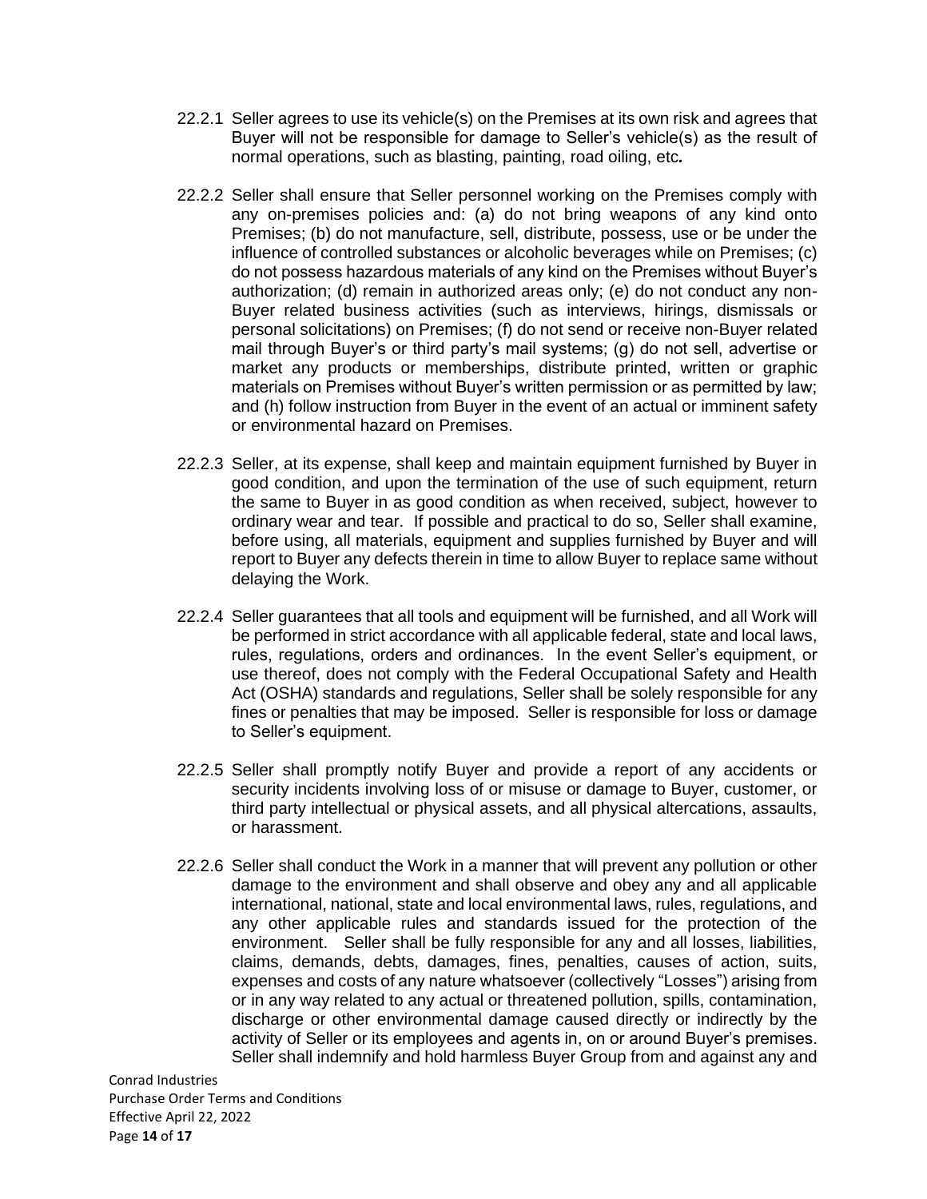22.2.1 Seller agrees to use its vehicle(s) on the Premises at its own risk and agrees that Buyer will not be responsible for damage to Seller's vehicle(s) as the result of normal operations, such as blasting, painting, road oiling, etc.

22.2.2 Seller shall ensure that Seller personnel working on the Premises comply with any on-premises policies and: (a) do not bring weapons of any kind onto Premises; (b) do not manufacture, sell, distribute, possess, use or be under the influence of controlled substances or alcoholic beverages while on Premises; (c) do not possess hazardous materials of any kind on the Premises without Buyer's authorization; (d) remain in authorized areas only; (e) do not conduct any non-Buyer related business activities (such as interviews, hirings, dismissals or personal solicitations) on Premises; (f) do not send or receive non-Buyer related mail through Buyer's or third party's mail systems; (g) do not sell, advertise or market any products or memberships, distribute printed, written or graphic materials on Premises without Buyer's written permission or as permitted by law; and (h) follow instruction from Buyer in the event of an actual or imminent safety or environmental hazard on Premises.

22.2.3 Seller, at its expense, shall keep and maintain equipment furnished by Buyer in good condition, and upon the termination of the use of such equipment, return the same to Buyer in as good condition as when received, subject, however to ordinary wear and tear. If possible and practical to do so, Seller shall examine, before using, all materials, equipment and supplies furnished by Buyer and will report to Buyer any defects therein in time to allow Buyer to replace same without delaying the Work.

22.2.4 Seller guarantees that all tools and equipment will be furnished, and all Work will be performed in strict accordance with all applicable federal, state and local laws, rules, regulations, orders and ordinances. In the event Seller's equipment, or use thereof, does not comply with the Federal Occupational Safety and Health Act (OSHA) standards and regulations, Seller shall be solely responsible for any fines or penalties that may be imposed. Seller is responsible for loss or damage to Seller's equipment.

22.2.5 Seller shall promptly notify Buyer and provide a report of any accidents or security incidents involving loss of or misuse or damage to Buyer, customer, or third party intellectual or physical assets, and all physical altercations, assaults, or harassment.

22.2.6 Seller shall conduct the Work in a manner that will prevent any pollution or other damage to the environment and shall observe and obey any and all applicable international, national, state and local environmental laws, rules, regulations, and any other applicable rules and standards issued for the protection of the environment. Seller shall be fully responsible for any and all losses, liabilities, claims, demands, debts, damages, fines, penalties, causes of action, suits, expenses and costs of any nature whatsoever (collectively "Losses") arising from or in any way related to any actual or threatened pollution, spills, contamination, discharge or other environmental damage caused directly or indirectly by the activity of Seller or its employees and agents in, on or around Buyer's premises. Seller shall indemnify and hold harmless Buyer Group from and against any and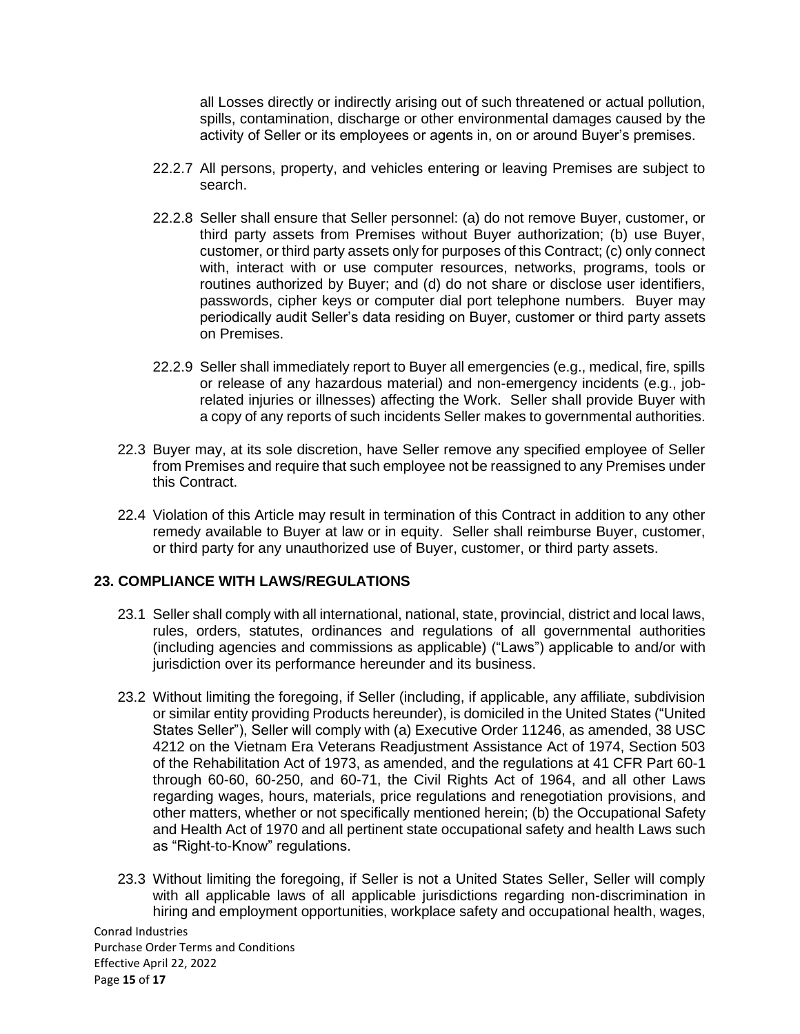all Losses directly or indirectly arising out of such threatened or actual pollution, spills, contamination, discharge or other environmental damages caused by the activity of Seller or its employees or agents in, on or around Buyer's premises.

22.2.7 All persons, property, and vehicles entering or leaving Premises are subject to search.

22.2.8 Seller shall ensure that Seller personnel: (a) do not remove Buyer, customer, or third party assets from Premises without Buyer authorization; (b) use Buyer, customer, or third party assets only for purposes of this Contract; (c) only connect with, interact with or use computer resources, networks, programs, tools or routines authorized by Buyer; and (d) do not share or disclose user identifiers, passwords, cipher keys or computer dial port telephone numbers. Buyer may periodically audit Seller's data residing on Buyer, customer or third party assets on Premises.

22.2.9 Seller shall immediately report to Buyer all emergencies (e.g., medical, fire, spills or release of any hazardous material) and non-emergency incidents (e.g., job-related injuries or illnesses) affecting the Work. Seller shall provide Buyer with a copy of any reports of such incidents Seller makes to governmental authorities.

22.3 Buyer may, at its sole discretion, have Seller remove any specified employee of Seller from Premises and require that such employee not be reassigned to any Premises under this Contract.

22.4 Violation of this Article may result in termination of this Contract in addition to any other remedy available to Buyer at law or in equity. Seller shall reimburse Buyer, customer, or third party for any unauthorized use of Buyer, customer, or third party assets.

## 23. COMPLIANCE WITH LAWS/REGULATIONS

23.1 Seller shall comply with all international, national, state, provincial, district and local laws, rules, orders, statutes, ordinances and regulations of all governmental authorities (including agencies and commissions as applicable) ("Laws") applicable to and/or with jurisdiction over its performance hereunder and its business.

23.2 Without limiting the foregoing, if Seller (including, if applicable, any affiliate, subdivision or similar entity providing Products hereunder), is domiciled in the United States ("United States Seller"), Seller will comply with (a) Executive Order 11246, as amended, 38 USC 4212 on the Vietnam Era Veterans Readjustment Assistance Act of 1974, Section 503 of the Rehabilitation Act of 1973, as amended, and the regulations at 41 CFR Part 60-1 through 60-60, 60-250, and 60-71, the Civil Rights Act of 1964, and all other Laws regarding wages, hours, materials, price regulations and renegotiation provisions, and other matters, whether or not specifically mentioned herein; (b) the Occupational Safety and Health Act of 1970 and all pertinent state occupational safety and health Laws such as "Right-to-Know" regulations.

23.3 Without limiting the foregoing, if Seller is not a United States Seller, Seller will comply with all applicable laws of all applicable jurisdictions regarding non-discrimination in hiring and employment opportunities, workplace safety and occupational health, wages,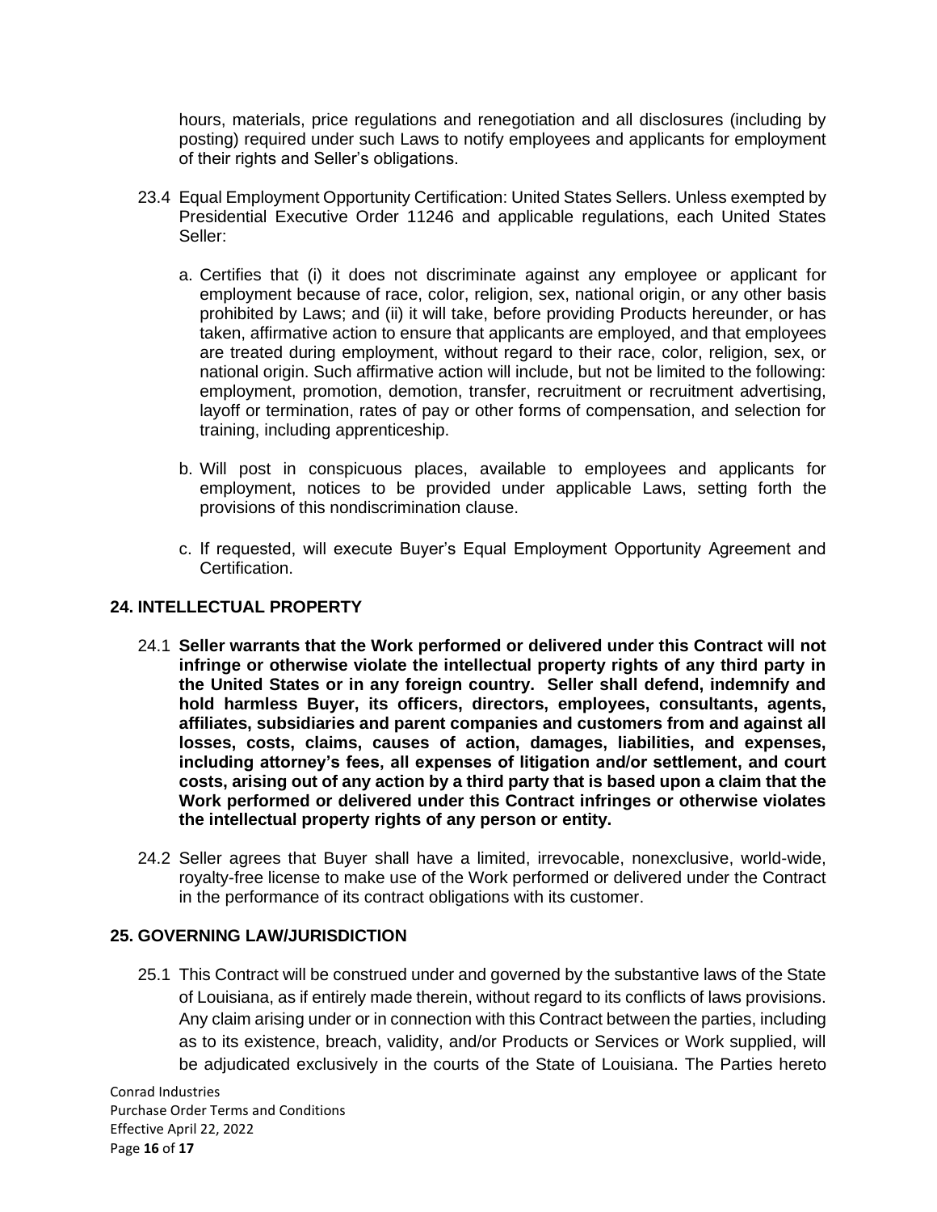hours, materials, price regulations and renegotiation and all disclosures (including by posting) required under such Laws to notify employees and applicants for employment of their rights and Seller's obligations.

23.4 Equal Employment Opportunity Certification: United States Sellers. Unless exempted by Presidential Executive Order 11246 and applicable regulations, each United States Seller:

a. Certifies that (i) it does not discriminate against any employee or applicant for employment because of race, color, religion, sex, national origin, or any other basis prohibited by Laws; and (ii) it will take, before providing Products hereunder, or has taken, affirmative action to ensure that applicants are employed, and that employees are treated during employment, without regard to their race, color, religion, sex, or national origin. Such affirmative action will include, but not be limited to the following: employment, promotion, demotion, transfer, recruitment or recruitment advertising, layoff or termination, rates of pay or other forms of compensation, and selection for training, including apprenticeship.

b. Will post in conspicuous places, available to employees and applicants for employment, notices to be provided under applicable Laws, setting forth the provisions of this nondiscrimination clause.

c. If requested, will execute Buyer's Equal Employment Opportunity Agreement and Certification.

## 24. INTELLECTUAL PROPERTY

24.1 **Seller warrants that the Work performed or delivered under this Contract will not infringe or otherwise violate the intellectual property rights of any third party in the United States or in any foreign country. Seller shall defend, indemnify and hold harmless Buyer, its officers, directors, employees, consultants, agents, affiliates, subsidiaries and parent companies and customers from and against all losses, costs, claims, causes of action, damages, liabilities, and expenses, including attorney's fees, all expenses of litigation and/or settlement, and court costs, arising out of any action by a third party that is based upon a claim that the Work performed or delivered under this Contract infringes or otherwise violates the intellectual property rights of any person or entity.**

24.2 Seller agrees that Buyer shall have a limited, irrevocable, nonexclusive, world-wide, royalty-free license to make use of the Work performed or delivered under the Contract in the performance of its contract obligations with its customer.

## 25. GOVERNING LAW/JURISDICTION

25.1 This Contract will be construed under and governed by the substantive laws of the State of Louisiana, as if entirely made therein, without regard to its conflicts of laws provisions. Any claim arising under or in connection with this Contract between the parties, including as to its existence, breach, validity, and/or Products or Services or Work supplied, will be adjudicated exclusively in the courts of the State of Louisiana. The Parties hereto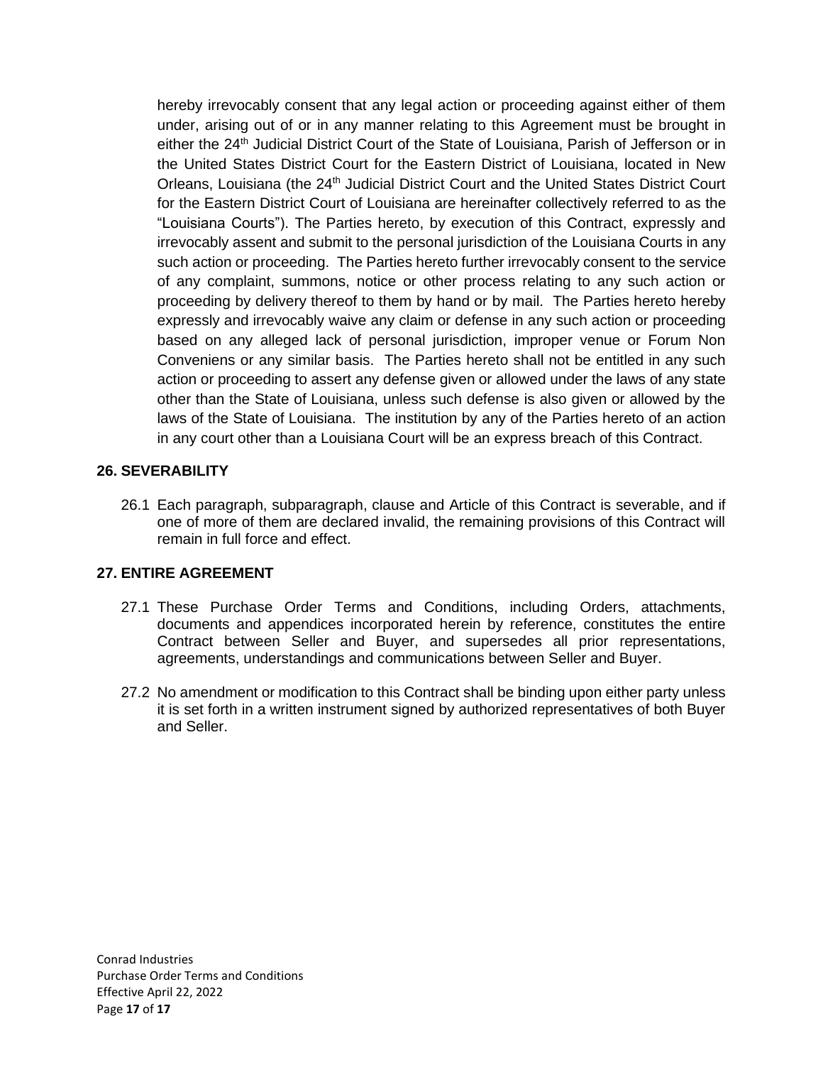hereby irrevocably consent that any legal action or proceeding against either of them under, arising out of or in any manner relating to this Agreement must be brought in either the 24th Judicial District Court of the State of Louisiana, Parish of Jefferson or in the United States District Court for the Eastern District of Louisiana, located in New Orleans, Louisiana (the 24th Judicial District Court and the United States District Court for the Eastern District Court of Louisiana are hereinafter collectively referred to as the "Louisiana Courts"). The Parties hereto, by execution of this Contract, expressly and irrevocably assent and submit to the personal jurisdiction of the Louisiana Courts in any such action or proceeding. The Parties hereto further irrevocably consent to the service of any complaint, summons, notice or other process relating to any such action or proceeding by delivery thereof to them by hand or by mail. The Parties hereto hereby expressly and irrevocably waive any claim or defense in any such action or proceeding based on any alleged lack of personal jurisdiction, improper venue or Forum Non Conveniens or any similar basis. The Parties hereto shall not be entitled in any such action or proceeding to assert any defense given or allowed under the laws of any state other than the State of Louisiana, unless such defense is also given or allowed by the laws of the State of Louisiana. The institution by any of the Parties hereto of an action in any court other than a Louisiana Court will be an express breach of this Contract.

## 26. SEVERABILITY

26.1 Each paragraph, subparagraph, clause and Article of this Contract is severable, and if one of more of them are declared invalid, the remaining provisions of this Contract will remain in full force and effect.

## 27. ENTIRE AGREEMENT

27.1 These Purchase Order Terms and Conditions, including Orders, attachments, documents and appendices incorporated herein by reference, constitutes the entire Contract between Seller and Buyer, and supersedes all prior representations, agreements, understandings and communications between Seller and Buyer.

27.2 No amendment or modification to this Contract shall be binding upon either party unless it is set forth in a written instrument signed by authorized representatives of both Buyer and Seller.